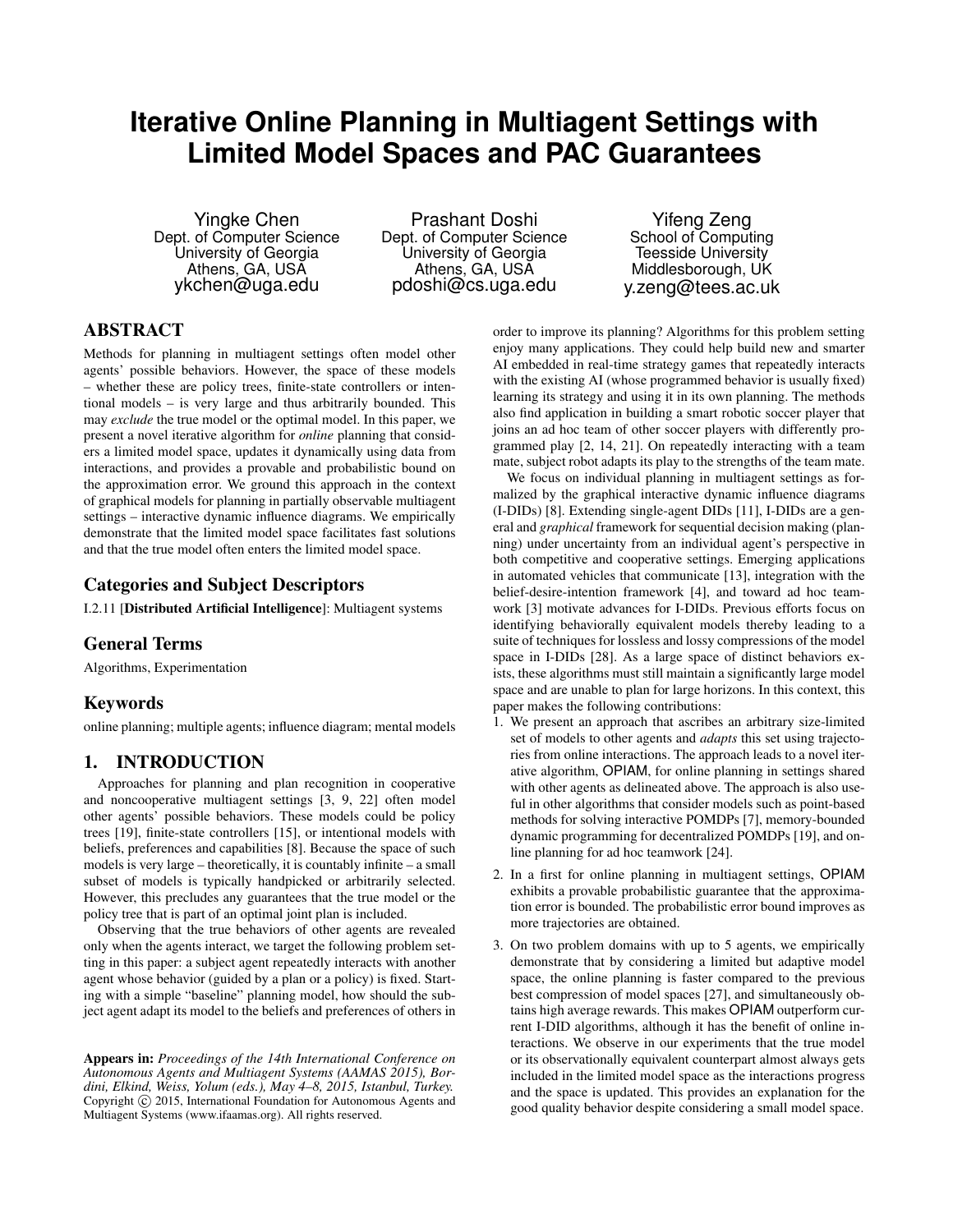# Iterative Online Planning in Multiagent Settings with Limited Model Spaces and PAC Guarantees

Yingke Chen
Dept. of Computer Science
University of Georgia
Athens, GA, USA
ykchen@uga.edu

Prashant Doshi
Dept. of Computer Science
University of Georgia
Athens, GA, USA
pdoshi@cs.uga.edu

Yifeng Zeng
School of Computing
Teesside University
Middlesborough, UK
y.zeng@tees.ac.uk

## ABSTRACT

Methods for planning in multiagent settings often model other agents' possible behaviors. However, the space of these models – whether these are policy trees, finite-state controllers or intentional models – is very large and thus arbitrarily bounded. This may *exclude* the true model or the optimal model. In this paper, we present a novel iterative algorithm for *online* planning that considers a limited model space, updates it dynamically using data from interactions, and provides a provable and probabilistic bound on the approximation error. We ground this approach in the context of graphical models for planning in partially observable multiagent settings – interactive dynamic influence diagrams. We empirically demonstrate that the limited model space facilitates fast solutions and that the true model often enters the limited model space.

## Categories and Subject Descriptors

I.2.11 [**Distributed Artificial Intelligence**]: Multiagent systems

## General Terms

Algorithms, Experimentation

## Keywords

online planning; multiple agents; influence diagram; mental models

## 1. INTRODUCTION

Approaches for planning and plan recognition in cooperative and noncooperative multiagent settings [3, 9, 22] often model other agents' possible behaviors. These models could be policy trees [19], finite-state controllers [15], or intentional models with beliefs, preferences and capabilities [8]. Because the space of such models is very large – theoretically, it is countably infinite – a small subset of models is typically handpicked or arbitrarily selected. However, this precludes any guarantees that the true model or the policy tree that is part of an optimal joint plan is included.

Observing that the true behaviors of other agents are revealed only when the agents interact, we target the following problem setting in this paper: a subject agent repeatedly interacts with another agent whose behavior (guided by a plan or a policy) is fixed. Starting with a simple "baseline" planning model, how should the subject agent adapt its model to the beliefs and preferences of others in order to improve its planning? Algorithms for this problem setting enjoy many applications. They could help build new and smarter AI embedded in real-time strategy games that repeatedly interacts with the existing AI (whose programmed behavior is usually fixed) learning its strategy and using it in its own planning. The methods also find application in building a smart robotic soccer player that joins an ad hoc team of other soccer players with differently programmed play [2, 14, 21]. On repeatedly interacting with a team mate, subject robot adapts its play to the strengths of the team mate.

We focus on individual planning in multiagent settings as formalized by the graphical interactive dynamic influence diagrams (I-DIDs) [8]. Extending single-agent DIDs [11], I-DIDs are a general and *graphical* framework for sequential decision making (planning) under uncertainty from an individual agent's perspective in both competitive and cooperative settings. Emerging applications in automated vehicles that communicate [13], integration with the belief-desire-intention framework [4], and toward ad hoc teamwork [3] motivate advances for I-DIDs. Previous efforts focus on identifying behaviorally equivalent models thereby leading to a suite of techniques for lossless and lossy compressions of the model space in I-DIDs [28]. As a large space of distinct behaviors exists, these algorithms must still maintain a significantly large model space and are unable to plan for large horizons. In this context, this paper makes the following contributions:

1. We present an approach that ascribes an arbitrary size-limited set of models to other agents and *adapts* this set using trajectories from online interactions. The approach leads to a novel iterative algorithm, OPIAM, for online planning in settings shared with other agents as delineated above. The approach is also useful in other algorithms that consider models such as point-based methods for solving interactive POMDPs [7], memory-bounded dynamic programming for decentralized POMDPs [19], and online planning for ad hoc teamwork [24].
2. In a first for online planning in multiagent settings, OPIAM exhibits a provable probabilistic guarantee that the approximation error is bounded. The probabilistic error bound improves as more trajectories are obtained.
3. On two problem domains with up to 5 agents, we empirically demonstrate that by considering a limited but adaptive model space, the online planning is faster compared to the previous best compression of model spaces [27], and simultaneously obtains high average rewards. This makes OPIAM outperform current I-DID algorithms, although it has the benefit of online interactions. We observe in our experiments that the true model or its observationally equivalent counterpart almost always gets included in the limited model space as the interactions progress and the space is updated. This provides an explanation for the good quality behavior despite considering a small model space.

**Appears in:** *Proceedings of the 14th International Conference on Autonomous Agents and Multiagent Systems (AAMAS 2015), Bordini, Elkind, Weiss, Yolum (eds.), May 4–8, 2015, Istanbul, Turkey.* Copyright © 2015, International Foundation for Autonomous Agents and Multiagent Systems (www.ifaamas.org). All rights reserved.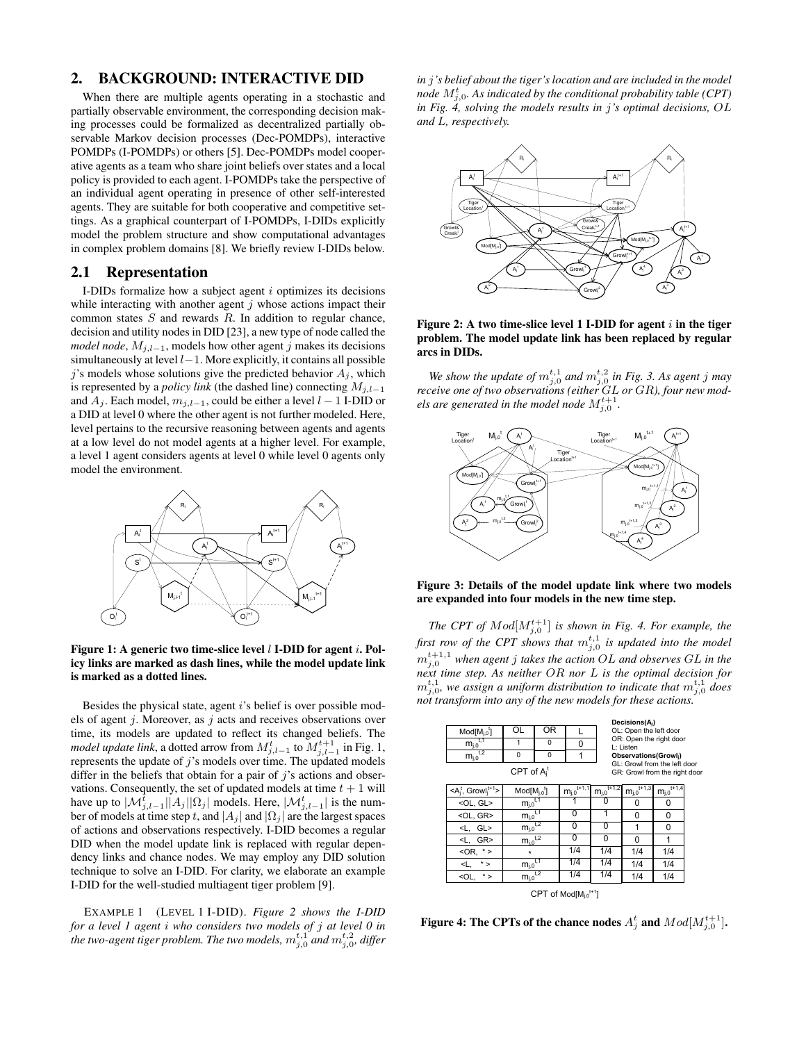## 2. BACKGROUND: INTERACTIVE DID

When there are multiple agents operating in a stochastic and partially observable environment, the corresponding decision making processes could be formalized as decentralized partially observable Markov decision processes (Dec-POMDPs), interactive POMDPs (I-POMDPs) or others [5]. Dec-POMDPs model cooperative agents as a team who share joint beliefs over states and a local policy is provided to each agent. I-POMDPs take the perspective of an individual agent operating in presence of other self-interested agents. They are suitable for both cooperative and competitive settings. As a graphical counterpart of I-POMDPs, I-DIDs explicitly model the problem structure and show computational advantages in complex problem domains [8]. We briefly review I-DIDs below.

### 2.1 Representation

I-DIDs formalize how a subject agent $i$ optimizes its decisions while interacting with another agent $j$ whose actions impact their common states $S$ and rewards $R$. In addition to regular chance, decision and utility nodes in DID [23], a new type of node called the *model node*, $M_{j,l-1}$, models how other agent $j$ makes its decisions simultaneously at level $l-1$. More explicitly, it contains all possible $j$'s models whose solutions give the predicted behavior $A_j$, which is represented by a *policy link* (the dashed line) connecting $M_{j,l-1}$ and $A_j$. Each model, $m_{j,l-1}$, could be either a level $l-1$ I-DID or a DID at level 0 where the other agent is not further modeled. Here, level pertains to the recursive reasoning between agents and agents at a low level do not model agents at a higher level. For example, a level 1 agent considers agents at level 0 while level 0 agents only model the environment.

**Figure 1: A generic two time-slice level $l$ I-DID for agent $i$. Policy links are marked as dash lines, while the model update link is marked as a dotted lines.**

Besides the physical state, agent $i$'s belief is over possible models of agent $j$. Moreover, as $j$ acts and receives observations over time, its models are updated to reflect its changed beliefs. The *model update link*, a dotted arrow from $M_{j,l-1}^t$ to $M_{j,l-1}^{t+1}$ in Fig. 1, represents the update of $j$'s models over time. The updated models differ in the beliefs that obtain for a pair of $j$'s actions and observations. Consequently, the set of updated models at time $t+1$ will have up to $|\mathcal{M}_{j,l-1}^t||A_j||\Omega_j|$ models. Here, $|\mathcal{M}_{j,l-1}^t|$ is the number of models at time step $t$, and $|A_j|$ and $|\Omega_j|$ are the largest spaces of actions and observations respectively. I-DID becomes a regular DID when the model update link is replaced with regular dependency links and chance nodes. We may employ any DID solution technique to solve an I-DID. For clarity, we elaborate an example I-DID for the well-studied multiagent tiger problem [9].

EXAMPLE 1 (LEVEL 1 I-DID). *Figure 2 shows the I-DID for a level 1 agent $i$ who considers two models of $j$ at level 0 in the two-agent tiger problem. The two models, $m_{j,0}^{t,1}$ and $m_{j,0}^{t,2}$, differ in $j$'s belief about the tiger's location and are included in the model node $M_{j,0}^t$. As indicated by the conditional probability table (CPT) in Fig. 4, solving the models results in $j$'s optimal decisions, $OL$ and $L$, respectively.*

**Figure 2: A two time-slice level 1 I-DID for agent $i$ in the tiger problem. The model update link has been replaced by regular arcs in DIDs.**

*We show the update of $m_{j,0}^{t,1}$ and $m_{j,0}^{t,2}$ in Fig. 3. As agent $j$ may receive one of two observations (either $GL$ or $GR$), four new models are generated in the model node $M_{j,0}^{t+1}$.*

**Figure 3: Details of the model update link where two models are expanded into four models in the new time step.**

*The CPT of $Mod[M_{j,0}^{t+1}]$ is shown in Fig. 4. For example, the first row of the CPT shows that $m_{j,0}^{t,1}$ is updated into the model $m_{j,0}^{t+1,1}$ when agent $j$ takes the action $OL$ and observes $GL$ in the next time step. As neither $OR$ nor $L$ is the optimal decision for $m_{j,0}^{t,1}$, we assign a uniform distribution to indicate that $m_{j,0}^{t,1}$ does not transform into any of the new models for these actions.*

| $Mod[M_{j,0}^t]$ | OL | OR | L |
|---|---|---|---|
| $m_{j,0}^{t,1}$ | 1 | 0 | 0 |
| $m_{j,0}^{t,2}$ | 0 | 0 | 1 |

CPT of $A_j^t$

**Decisions($A_j$)**
OL: Open the left door
OR: Open the right door
L: Listen
**Observations(Growl$_j$)**
GL: Growl from the left door
GR: Growl from the right door

| $<A_j^t, Growl_j^{t+1}>$ | $Mod[M_{j,0}^t]$ | $m_{j,0}^{t+1,1}$ | $m_{j,0}^{t+1,2}$ | $m_{j,0}^{t+1,3}$ | $m_{j,0}^{t+1,4}$ |
|---|---|---|---|---|---|
| <OL, GL> | $m_{j,0}^{t,1}$ | 1 | 0 | 0 | 0 |
| <OL, GR> | $m_{j,0}^{t,1}$ | 0 | 1 | 0 | 0 |
| <L, GL> | $m_{j,0}^{t,2}$ | 0 | 0 | 1 | 0 |
| <L, GR> | $m_{j,0}^{t,2}$ | 0 | 0 | 0 | 1 |
| <OR, * > | * | 1/4 | 1/4 | 1/4 | 1/4 |
| <L, * > | $m_{j,0}^{t,1}$ | 1/4 | 1/4 | 1/4 | 1/4 |
| <OL, * > | $m_{j,0}^{t,2}$ | 1/4 | 1/4 | 1/4 | 1/4 |

CPT of $Mod[M_{j,0}^{t+1}]$

**Figure 4: The CPTs of the chance nodes $A_j^t$ and $Mod[M_{j,0}^{t+1}]$.**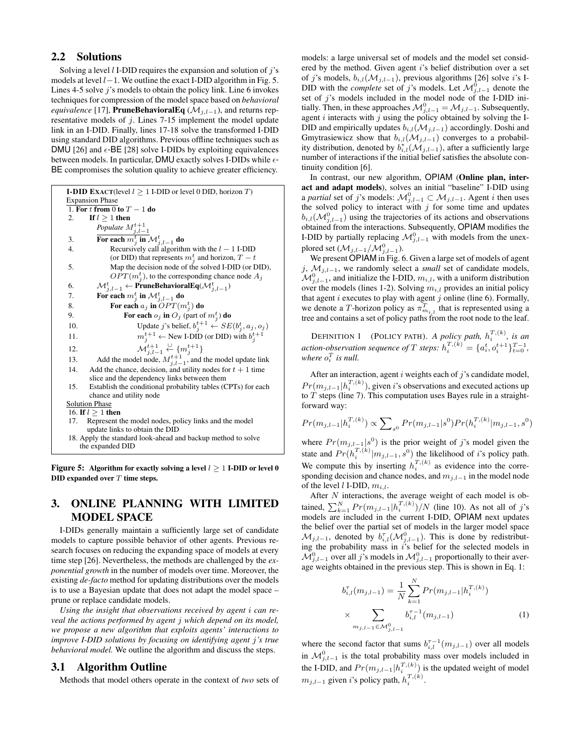## 2.2 Solutions

Solving a level $l$ I-DID requires the expansion and solution of $j$'s models at level $l-1$. We outline the exact I-DID algorithm in Fig. 5. Lines 4-5 solve $j$'s models to obtain the policy link. Line 6 invokes techniques for compression of the model space based on *behavioral equivalence* [17], **PruneBehavioralEq** ($\mathcal{M}_{j,l-1}$), and returns representative models of $j$. Lines 7-15 implement the model update link in an I-DID. Finally, lines 17-18 solve the transformed I-DID using standard DID algorithms. Previous offline techniques such as DMU [26] and $\epsilon$-BE [28] solve I-DIDs by exploiting equivalences between models. In particular, DMU exactly solves I-DIDs while $\epsilon$-BE compromises the solution quality to achieve greater efficiency.

```
I-DID EXACT(level l ≥ 1 I-DID or level 0 DID, horizon T)
Expansion Phase
1.  For t from 0 to T − 1 do
2.      If l ≥ 1 then
            Populate M^{t+1}_{j,l−1}
3.          For each m^t_j in M^t_{j,l−1} do
4.              Recursively call algorithm with the l − 1 I-DID
                (or DID) that represents m^t_j and horizon, T − t
5.              Map the decision node of the solved I-DID (or DID),
                OPT(m^t_j), to the corresponding chance node A_j
6.          M^t_{j,l−1} ← PruneBehavioralEq(M^t_{j,l−1})
7.          For each m^t_j in M^t_{j,l−1} do
8.              For each a_j in OPT(m^t_j) do
9.                  For each o_j in O_j (part of m^t_j) do
10.                     Update j's belief, b^{t+1}_j ← SE(b^t_j, a_j, o_j)
11.                     m^{t+1}_j ← New I-DID (or DID) with b^{t+1}_j
12.                     M^{t+1}_{j,l−1} ←∪ {m^{t+1}_j}
13.         Add the model node, M^{t+1}_{j,l−1}, and the model update link
14.     Add the chance, decision, and utility nodes for t + 1 time
        slice and the dependency links between them
15.     Establish the conditional probability tables (CPTs) for each
        chance and utility node
Solution Phase
16. If l ≥ 1 then
17.     Represent the model nodes, policy links and the model
        update links to obtain the DID
18. Apply the standard look-ahead and backup method to solve
    the expanded DID
```

**Figure 5: Algorithm for exactly solving a level $l \geq 1$ I-DID or level 0 DID expanded over $T$ time steps.**

# 3. ONLINE PLANNING WITH LIMITED MODEL SPACE

I-DIDs generally maintain a sufficiently large set of candidate models to capture possible behavior of other agents. Previous research focuses on reducing the expanding space of models at every time step [26]. Nevertheless, the methods are challenged by the *exponential growth* in the number of models over time. Moreover, the existing *de-facto* method for updating distributions over the models is to use a Bayesian update that does not adapt the model space – prune or replace candidate models.

*Using the insight that observations received by agent $i$ can reveal the actions performed by agent $j$ which depend on its model, we propose a new algorithm that exploits agents' interactions to improve I-DID solutions by focusing on identifying agent $j$'s true behavioral model.* We outline the algorithm and discuss the steps.

## 3.1 Algorithm Outline

Methods that model others operate in the context of *two* sets of models: a large universal set of models and the model set considered by the method. Given agent $i$'s belief distribution over a set of $j$'s models, $b_{i,l}(\mathcal{M}_{j,l-1})$, previous algorithms [26] solve $i$'s I-DID with the *complete* set of $j$'s models. Let $\mathcal{M}^0_{j,l-1}$ denote the set of $j$'s models included in the model node of the I-DID initially. Then, in these approaches $\mathcal{M}^0_{j,l-1} = \mathcal{M}_{j,l-1}$. Subsequently, agent $i$ interacts with $j$ using the policy obtained by solving the I-DID and empirically updates $b_{i,l}(\mathcal{M}_{j,l-1})$ accordingly. Doshi and Gmytrasiewicz show that $b_{i,l}(\mathcal{M}_{j,l-1})$ converges to a probability distribution, denoted by $b^*_{i,l}(\mathcal{M}_{j,l-1})$, after a sufficiently large number of interactions if the initial belief satisfies the absolute continuity condition [6].

In contrast, our new algorithm, OPIAM (**Online plan, interact and adapt models**), solves an initial "baseline" I-DID using a *partial* set of $j$'s models: $\mathcal{M}^0_{j,l-1} \subset \mathcal{M}_{j,l-1}$. Agent $i$ then uses the solved policy to interact with $j$ for some time and updates $b_{i,l}(\mathcal{M}^0_{j,l-1})$ using the trajectories of its actions and observations obtained from the interactions. Subsequently, OPIAM modifies the I-DID by partially replacing $\mathcal{M}^0_{j,l-1}$ with models from the unexplored set ($\mathcal{M}_{j,l-1}/\mathcal{M}^0_{j,l-1}$).

We present OPIAM in Fig. 6. Given a large set of models of agent $j$, $\mathcal{M}_{j,l-1}$, we randomly select a *small* set of candidate models, $\mathcal{M}^0_{j,l-1}$, and initialize the I-DID, $m_{i,l}$, with a uniform distribution over the models (lines 1-2). Solving $m_{i,l}$ provides an initial policy that agent $i$ executes to play with agent $j$ online (line 6). Formally, we denote a $T$-horizon policy as $\pi^T_{m_{i,l}}$ that is represented using a tree and contains a set of policy paths from the root node to the leaf.

DEFINITION 1 (POLICY PATH). *A policy path, $h^{T,(k)}_i$, is an action-observation sequence of $T$ steps: $h^{T,(k)}_i = \{a^t_i, o^{t+1}_i\}^{T-1}_{t=0}$, where $o^T_i$ is null.*

After an interaction, agent $i$ weights each of $j$'s candidate model, $Pr(m_{j,l-1}|h^{T,(k)}_i)$, given $i$'s observations and executed actions up to $T$ steps (line 7). This computation uses Bayes rule in a straightforward way:

$$Pr(m_{j,l-1}|h^{T,(k)}_i) \propto \sum\nolimits_{s^0} Pr(m_{j,l-1}|s^0) Pr(h^{T,(k)}_i|m_{j,l-1}, s^0)$$

where $Pr(m_{j,l-1}|s^0)$ is the prior weight of $j$'s model given the state and $Pr(h^{T,(k)}_i|m_{j,l-1}, s^0)$ the likelihood of $i$'s policy path. We compute this by inserting $h^{T,(k)}_i$ as evidence into the corresponding decision and chance nodes, and $m_{j,l-1}$ in the model node of the level $l$ I-DID, $m_{i,l}$.

After $N$ interactions, the average weight of each model is obtained, $\sum^N_{k=1} Pr(m_{j,l-1}|h^{T,(k)}_i)/N$ (line 10). As not all of $j$'s models are included in the current I-DID, OPIAM next updates the belief over the partial set of models in the larger model space $\mathcal{M}_{j,l-1}$, denoted by $b^\tau_{i,l}(\mathcal{M}^0_{j,l-1})$. This is done by redistributing the probability mass in $i$'s belief for the selected models in $\mathcal{M}^0_{j,l-1}$ over all $j$'s models in $\mathcal{M}^0_{j,l-1}$ proportionally to their average weights obtained in the previous step. This is shown in Eq. 1:

$$b^\tau_{i,l}(m_{j,l-1}) = \frac{1}{N} \sum^N_{k=1} Pr(m_{j,l-1}|h^{T,(k)}_i) \times \sum_{m_{j,l-1} \in \mathcal{M}^0_{j,l-1}} b^{\tau-1}_{i,l}(m_{j,l-1}) \tag{1}$$

where the second factor that sums $b^{\tau-1}_{i,l}(m_{j,l-1})$ over all models in $\mathcal{M}^0_{j,l-1}$ is the total probability mass over models included in the I-DID, and $Pr(m_{j,l-1}|h^{T,(k)}_i)$ is the updated weight of model $m_{j,l-1}$ given $i$'s policy path, $h^{T,(k)}_i$.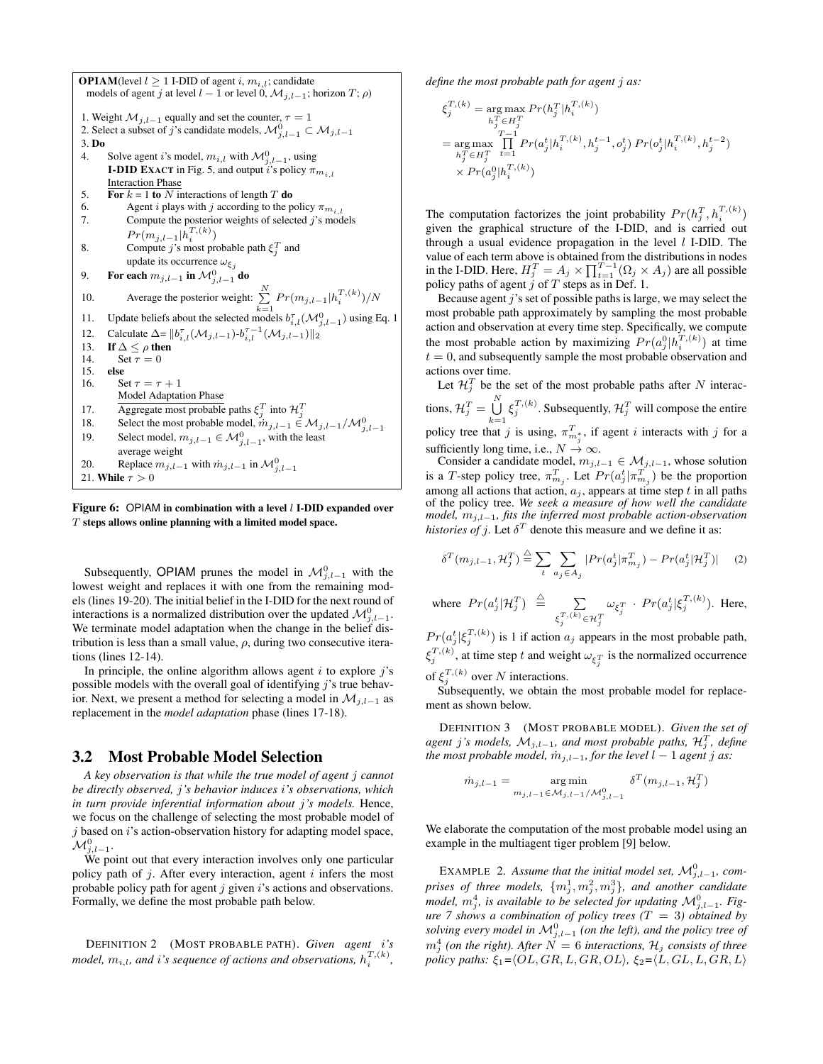**OPIAM**(level $l \geq 1$ I-DID of agent $i$, $m_{i,l}$; candidate models of agent $j$ at level $l-1$ or level 0, $\mathcal{M}_{j,l-1}$; horizon $T$; $\rho$)

```
1. Weight M_{j,l-1} equally and set the counter, τ = 1
2. Select a subset of j's candidate models, M^0_{j,l-1} ⊂ M_{j,l-1}
3. Do
4.     Solve agent i's model, m_{i,l} with M^0_{j,l-1}, using
       I-DID EXACT in Fig. 5, and output i's policy π_{m_{i,l}}
       Interaction Phase
5.     For k = 1 to N interactions of length T do
6.         Agent i plays with j according to the policy π_{m_{i,l}}
7.         Compute the posterior weights of selected j's models
           Pr(m_{j,l-1}|h_i^{T,(k)})
8.         Compute j's most probable path ξ_j^T and
           update its occurrence ω_{ξ_j}
9.     For each m_{j,l-1} in M^0_{j,l-1} do
10.        Average the posterior weight: Σ_{k=1}^{N} Pr(m_{j,l-1}|h_i^{T,(k)})/N
11.    Update beliefs about the selected models b^τ_{i,l}(M^0_{j,l-1}) using Eq. 1
12.    Calculate Δ= ||b^τ_{i,l}(M_{j,l-1})-b^{τ-1}_{i,l}(M_{j,l-1})||_2
13.    If Δ ≤ ρ then
14.        Set τ = 0
15.    else
16.        Set τ = τ + 1
           Model Adaptation Phase
17.        Aggregate most probable paths ξ_j^T into H_j^T
18.        Select the most probable model, ṁ_{j,l-1} ∈ M_{j,l-1}/M^0_{j,l-1}
19.        Select model, m_{j,l-1} ∈ M^0_{j,l-1}, with the least
           average weight
20.        Replace m_{j,l-1} with ṁ_{j,l-1} in M^0_{j,l-1}
21. While τ > 0
```

**Figure 6: OPIAM in combination with a level $l$ I-DID expanded over $T$ steps allows online planning with a limited model space.**

Subsequently, OPIAM prunes the model in $\mathcal{M}^0_{j,l-1}$ with the lowest weight and replaces it with one from the remaining models (lines 19-20). The initial belief in the I-DID for the next round of interactions is a normalized distribution over the updated $\mathcal{M}^0_{j,l-1}$. We terminate model adaptation when the change in the belief distribution is less than a small value, $\rho$, during two consecutive iterations (lines 12-14).

In principle, the online algorithm allows agent $i$ to explore $j$'s possible models with the overall goal of identifying $j$'s true behavior. Next, we present a method for selecting a model in $\mathcal{M}_{j,l-1}$ as replacement in the *model adaptation* phase (lines 17-18).

## 3.2 Most Probable Model Selection

*A key observation is that while the true model of agent $j$ cannot be directly observed, $j$'s behavior induces $i$'s observations, which in turn provide inferential information about $j$'s models.* Hence, we focus on the challenge of selecting the most probable model of $j$ based on $i$'s action-observation history for adapting model space, $\mathcal{M}^0_{j,l-1}$.

We point out that every interaction involves only one particular policy path of $j$. After every interaction, agent $i$ infers the most probable policy path for agent $j$ given $i$'s actions and observations. Formally, we define the most probable path below.

DEFINITION 2 (MOST PROBABLE PATH). *Given agent $i$'s model, $m_{i,l}$, and $i$'s sequence of actions and observations, $h_i^{T,(k)}$, define the most probable path for agent $j$ as:*

$$
\begin{aligned}
\xi_j^{T,(k)} &= \underset{h_j^T \in H_j^T}{\arg\max}\, Pr(h_j^T|h_i^{T,(k)}) \\
&= \underset{h_j^T \in H_j^T}{\arg\max} \prod_{t=1}^{T-1} Pr(a_j^t|h_i^{T,(k)}, h_j^{t-1}, o_j^t)\, Pr(o_j^t|h_i^{T,(k)}, h_j^{t-2}) \\
&\quad \times Pr(a_j^0|h_i^{T,(k)})
\end{aligned}
$$

The computation factorizes the joint probability $Pr(h_j^T, h_i^{T,(k)})$ given the graphical structure of the I-DID, and is carried out through a usual evidence propagation in the level $l$ I-DID. The value of each term above is obtained from the distributions in nodes in the I-DID. Here, $H_j^T = A_j \times \prod_{t=1}^{T-1}(\Omega_j \times A_j)$ are all possible policy paths of agent $j$ of $T$ steps as in Def. 1.

Because agent $j$'s set of possible paths is large, we may select the most probable path approximately by sampling the most probable action and observation at every time step. Specifically, we compute the most probable action by maximizing $Pr(a_j^0|h_i^{T,(k)})$ at time $t = 0$, and subsequently sample the most probable observation and actions over time.

Let $\mathcal{H}_j^T$ be the set of the most probable paths after $N$ interactions, $\mathcal{H}_j^T = \bigcup_{k=1}^{N} \xi_j^{T,(k)}$. Subsequently, $\mathcal{H}_j^T$ will compose the entire policy tree that $j$ is using, $\pi^T_{m_j^*}$, if agent $i$ interacts with $j$ for a sufficiently long time, i.e., $N \to \infty$.

Consider a candidate model, $m_{j,l-1} \in \mathcal{M}_{j,l-1}$, whose solution is a $T$-step policy tree, $\pi^T_{m_j}$. Let $Pr(a_j^t|\pi^T_{m_j})$ be the proportion among all actions that action, $a_j$, appears at time step $t$ in all paths of the policy tree. *We seek a measure of how well the candidate model, $m_{j,l-1}$, fits the inferred most probable action-observation histories of $j$.* Let $\delta^T$ denote this measure and we define it as:

$$
\delta^T(m_{j,l-1}, \mathcal{H}_j^T) \triangleq \sum_t \sum_{a_j \in A_j} |Pr(a_j^t|\pi^T_{m_j}) - Pr(a_j^t|\mathcal{H}_j^T)| \quad (2)
$$

where $Pr(a_j^t|\mathcal{H}_j^T) \triangleq \sum_{\xi_j^{T,(k)} \in \mathcal{H}_j^T} \omega_{\xi_j^T} \cdot Pr(a_j^t|\xi_j^{T,(k)})$. Here, $Pr(a_j^t|\xi_j^{T,(k)})$ is 1 if action $a_j$ appears in the most probable path, $\xi_j^{T,(k)}$, at time step $t$ and weight $\omega_{\xi_j^T}$ is the normalized occurrence of $\xi_j^{T,(k)}$ over $N$ interactions.

Subsequently, we obtain the most probable model for replacement as shown below.

DEFINITION 3 (MOST PROBABLE MODEL). *Given the set of agent $j$'s models, $\mathcal{M}_{j,l-1}$, and most probable paths, $\mathcal{H}_j^T$, define the most probable model, $\dot{m}_{j,l-1}$, for the level $l-1$ agent $j$ as:*

$$
\dot{m}_{j,l-1} = \underset{m_{j,l-1} \in \mathcal{M}_{j,l-1}/\mathcal{M}^0_{j,l-1}}{\arg\min} \delta^T(m_{j,l-1}, \mathcal{H}_j^T)
$$

We elaborate the computation of the most probable model using an example in the multiagent tiger problem [9] below.

EXAMPLE 2. *Assume that the initial model set, $\mathcal{M}^0_{j,l-1}$, comprises of three models, $\{m_j^1, m_j^2, m_j^3\}$, and another candidate model, $m_j^4$, is available to be selected for updating $\mathcal{M}^0_{j,l-1}$. Figure 7 shows a combination of policy trees ($T = 3$) obtained by solving every model in $\mathcal{M}^0_{j,l-1}$ (on the left), and the policy tree of $m_j^4$ (on the right). After $N = 6$ interactions, $\mathcal{H}_j$ consists of three policy paths: $\xi_1$=$\langle OL, GR, L, GR, OL\rangle$, $\xi_2$=$\langle L, GL, L, GR, L\rangle$*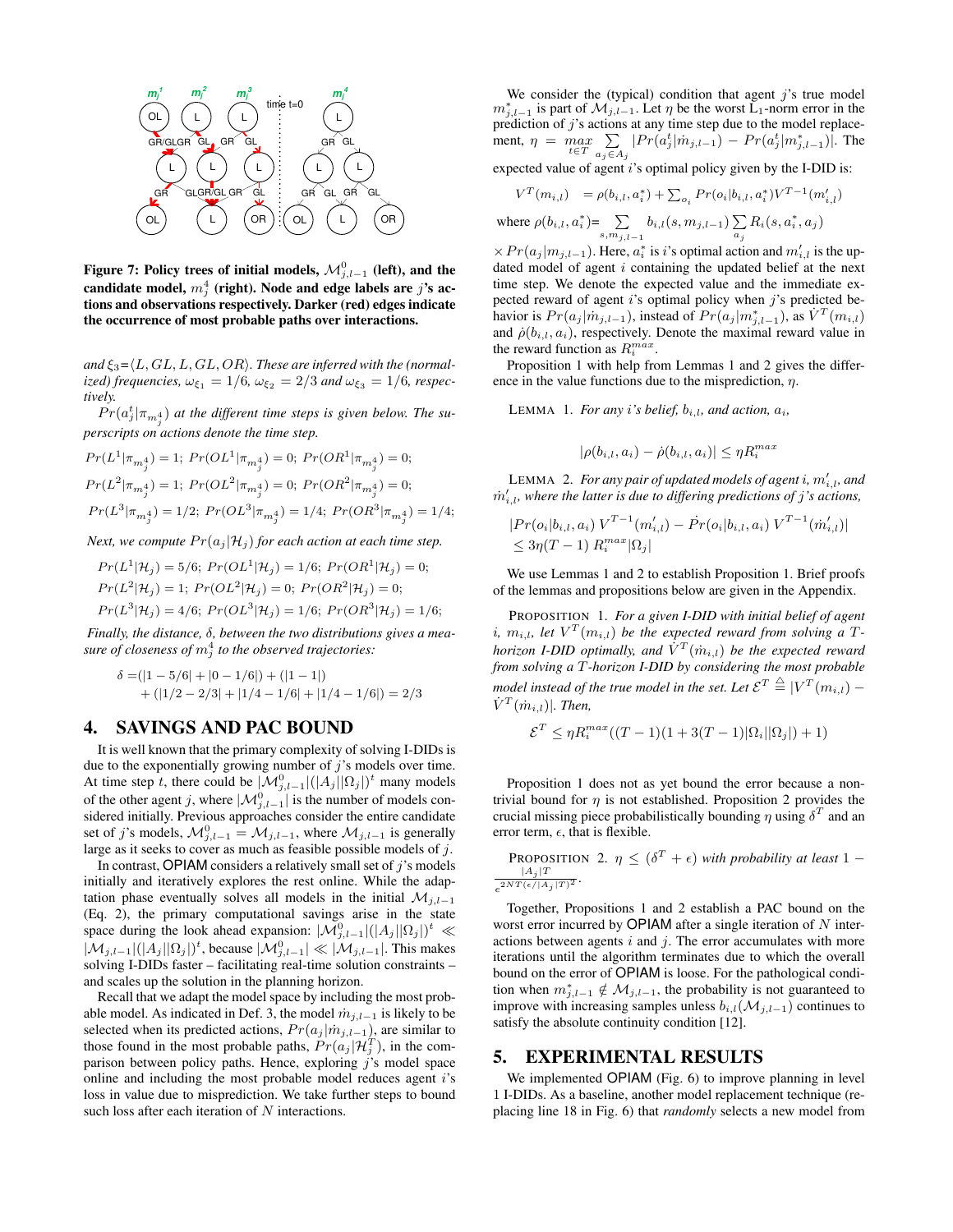Figure 7: Policy trees of initial models, $\mathcal{M}^0_{j,l-1}$ (left), and the candidate model, $m^4_j$ (right). Node and edge labels are $j$'s actions and observations respectively. Darker (red) edges indicate the occurrence of most probable paths over interactions.

*and $\xi_3$=$\langle L, GL, L, GL, OR\rangle$. These are inferred with the (normalized) frequencies, $\omega_{\xi_1} = 1/6$, $\omega_{\xi_2} = 2/3$ and $\omega_{\xi_3} = 1/6$, respectively.*

*$Pr(a^t_j|\pi_{m^4_j})$ at the different time steps is given below. The superscripts on actions denote the time step.*

$$Pr(L^1|\pi_{m^4_j}) = 1;\ Pr(OL^1|\pi_{m^4_j}) = 0;\ Pr(OR^1|\pi_{m^4_j}) = 0;$$
$$Pr(L^2|\pi_{m^4_j}) = 1;\ Pr(OL^2|\pi_{m^4_j}) = 0;\ Pr(OR^2|\pi_{m^4_j}) = 0;$$
$$Pr(L^3|\pi_{m^4_j}) = 1/2;\ Pr(OL^3|\pi_{m^4_j}) = 1/4;\ Pr(OR^3|\pi_{m^4_j}) = 1/4;$$

*Next, we compute $Pr(a_j|\mathcal{H}_j)$ for each action at each time step.*

$$Pr(L^1|\mathcal{H}_j) = 5/6;\ Pr(OL^1|\mathcal{H}_j) = 1/6;\ Pr(OR^1|\mathcal{H}_j) = 0;$$
$$Pr(L^2|\mathcal{H}_j) = 1;\ Pr(OL^2|\mathcal{H}_j) = 0;\ Pr(OR^2|\mathcal{H}_j) = 0;$$
$$Pr(L^3|\mathcal{H}_j) = 4/6;\ Pr(OL^3|\mathcal{H}_j) = 1/6;\ Pr(OR^3|\mathcal{H}_j) = 1/6;$$

*Finally, the distance, $\delta$, between the two distributions gives a measure of closeness of $m^4_j$ to the observed trajectories:*

$$\delta = (|1 - 5/6| + |0 - 1/6|) + (|1 - 1|) + (|1/2 - 2/3| + |1/4 - 1/6| + |1/4 - 1/6|) = 2/3$$

## 4. SAVINGS AND PAC BOUND

It is well known that the primary complexity of solving I-DIDs is due to the exponentially growing number of $j$'s models over time. At time step $t$, there could be $|\mathcal{M}^0_{j,l-1}|(|A_j||\Omega_j|)^t$ many models of the other agent $j$, where $|\mathcal{M}^0_{j,l-1}|$ is the number of models considered initially. Previous approaches consider the entire candidate set of $j$'s models, $\mathcal{M}^0_{j,l-1} = \mathcal{M}_{j,l-1}$, where $\mathcal{M}_{j,l-1}$ is generally large as it seeks to cover as much as feasible possible models of $j$.

In contrast, OPIAM considers a relatively small set of $j$'s models initially and iteratively explores the rest online. While the adaptation phase eventually solves all models in the initial $\mathcal{M}_{j,l-1}$ (Eq. 2), the primary computational savings arise in the state space during the look ahead expansion: $|\mathcal{M}^0_{j,l-1}|(|A_j||\Omega_j|)^t \ll |\mathcal{M}_{j,l-1}|(|A_j||\Omega_j|)^t$, because $|\mathcal{M}^0_{j,l-1}| \ll |\mathcal{M}_{j,l-1}|$. This makes solving I-DIDs faster – facilitating real-time solution constraints – and scales up the solution in the planning horizon.

Recall that we adapt the model space by including the most probable model. As indicated in Def. 3, the model $\dot{m}_{j,l-1}$ is likely to be selected when its predicted actions, $Pr(a_j|\dot{m}_{j,l-1})$, are similar to those found in the most probable paths, $Pr(a_j|\mathcal{H}^T_j)$, in the comparison between policy paths. Hence, exploring $j$'s model space online and including the most probable model reduces agent $i$'s loss in value due to misprediction. We take further steps to bound such loss after each iteration of $N$ interactions.

We consider the (typical) condition that agent $j$'s true model $m^*_{j,l-1}$ is part of $\mathcal{M}_{j,l-1}$. Let $\eta$ be the worst $L_1$-norm error in the prediction of $j$'s actions at any time step due to the model replacement, $\eta = \max_{t \in T} \sum_{a_j \in A_j} |Pr(a^t_j|\dot{m}_{j,l-1}) - Pr(a^t_j|m^*_{j,l-1})|$. The expected value of agent $i$'s optimal policy given by the I-DID is:

$$V^T(m_{i,l}) = \rho(b_{i,l}, a^*_i) + \textstyle\sum_{o_i} Pr(o_i|b_{i,l}, a^*_i)V^{T-1}(m'_{i,l})$$

where $\rho(b_{i,l}, a^*_i) = \sum_{s, m_{j,l-1}} b_{i,l}(s, m_{j,l-1}) \sum_{a_j} R_i(s, a^*_i, a_j)$ $\times Pr(a_j|m_{j,l-1})$. Here, $a^*_i$ is $i$'s optimal action and $m'_{i,l}$ is the updated model of agent $i$ containing the updated belief at the next time step. We denote the expected value and the immediate expected reward of agent $i$'s optimal policy when $j$'s predicted behavior is $Pr(a_j|\dot{m}_{j,l-1})$, instead of $Pr(a_j|m^*_{j,l-1})$, as $\dot{V}^T(m_{i,l})$ and $\dot{\rho}(b_{i,l}, a_i)$, respectively. Denote the maximal reward value in the reward function as $R^{max}_i$.

Proposition 1 with help from Lemmas 1 and 2 gives the difference in the value functions due to the misprediction, $\eta$.

LEMMA 1. *For any $i$'s belief, $b_{i,l}$, and action, $a_i$,*

$$|\rho(b_{i,l}, a_i) - \dot{\rho}(b_{i,l}, a_i)| \leq \eta R^{max}_i$$

LEMMA 2. *For any pair of updated models of agent $i$, $m'_{i,l}$, and $\dot{m}'_{i,l}$, where the latter is due to differing predictions of $j$'s actions,*

$$|Pr(o_i|b_{i,l}, a_i)\, V^{T-1}(m'_{i,l}) - \dot{P}r(o_i|b_{i,l}, a_i)\, V^{T-1}(\dot{m}'_{i,l})| \leq 3\eta(T-1)\, R^{max}_i |\Omega_j|$$

We use Lemmas 1 and 2 to establish Proposition 1. Brief proofs of the lemmas and propositions below are given in the Appendix.

PROPOSITION 1. *For a given I-DID with initial belief of agent $i$, $m_{i,l}$, let $V^T(m_{i,l})$ be the expected reward from solving a $T$-horizon I-DID optimally, and $\dot{V}^T(\dot{m}_{i,l})$ be the expected reward from solving a $T$-horizon I-DID by considering the most probable model instead of the true model in the set. Let $\mathcal{E}^T \triangleq |V^T(m_{i,l}) - \dot{V}^T(\dot{m}_{i,l})|$. Then,*

$$\mathcal{E}^T \leq \eta R^{max}_i((T-1)(1 + 3(T-1)|\Omega_i||\Omega_j|) + 1)$$

Proposition 1 does not as yet bound the error because a non-trivial bound for $\eta$ is not established. Proposition 2 provides the crucial missing piece probabilistically bounding $\eta$ using $\delta^T$ and an error term, $\epsilon$, that is flexible.

PROPOSITION 2. *$\eta \leq (\delta^T + \epsilon)$ with probability at least $1 - \frac{|A_j|T}{e^{2NT(\epsilon/|A_j|T)^2}}$.*

Together, Propositions 1 and 2 establish a PAC bound on the worst error incurred by OPIAM after a single iteration of $N$ interactions between agents $i$ and $j$. The error accumulates with more iterations until the algorithm terminates due to which the overall bound on the error of OPIAM is loose. For the pathological condition when $m^*_{j,l-1} \notin \mathcal{M}_{j,l-1}$, the probability is not guaranteed to improve with increasing samples unless $b_{i,l}(\mathcal{M}_{j,l-1})$ continues to satisfy the absolute continuity condition [12].

## 5. EXPERIMENTAL RESULTS

We implemented OPIAM (Fig. 6) to improve planning in level 1 I-DIDs. As a baseline, another model replacement technique (replacing line 18 in Fig. 6) that *randomly* selects a new model from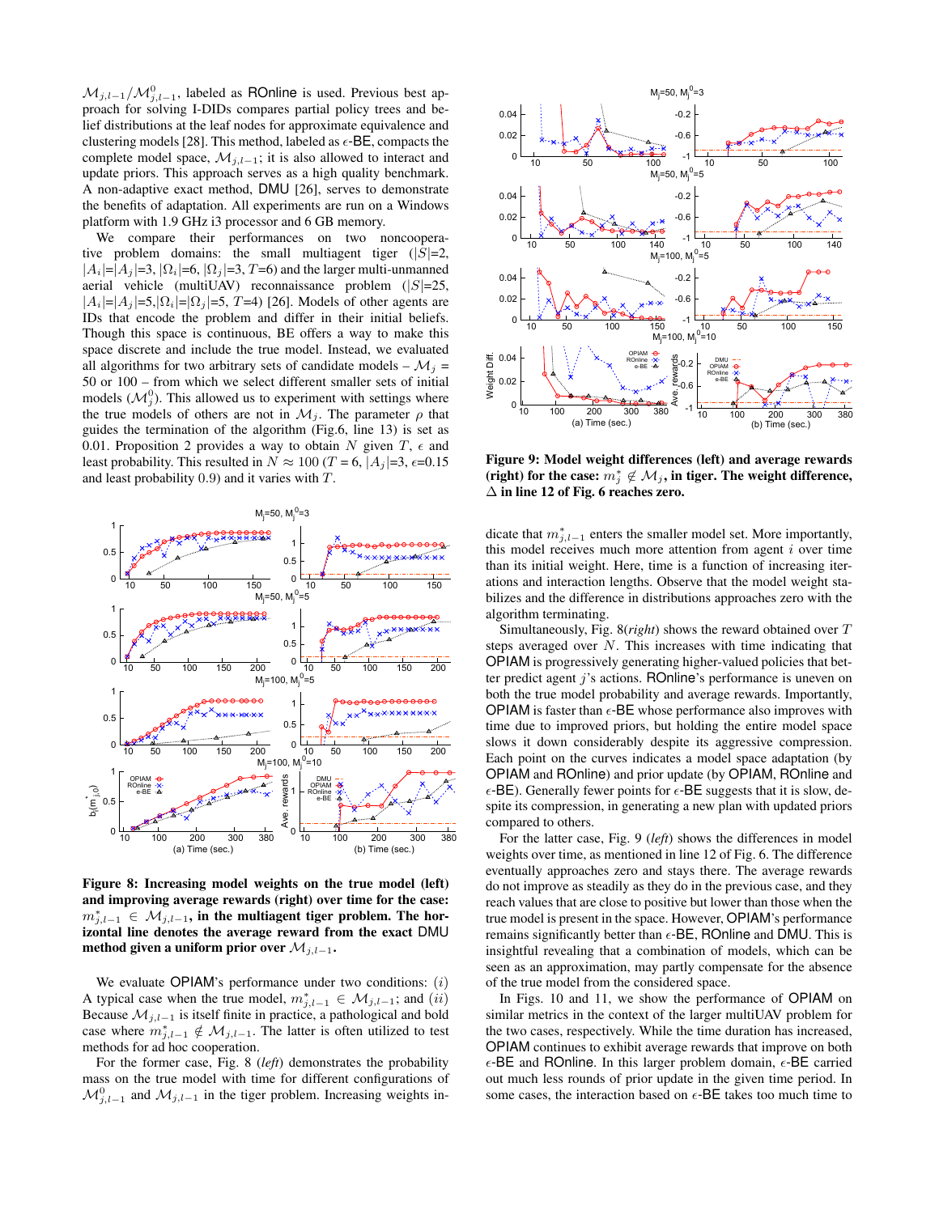$\mathcal{M}_{j,l-1}/\mathcal{M}^0_{j,l-1}$, labeled as ROnline is used. Previous best approach for solving I-DIDs compares partial policy trees and belief distributions at the leaf nodes for approximate equivalence and clustering models [28]. This method, labeled as $\epsilon$-BE, compacts the complete model space, $\mathcal{M}_{j,l-1}$; it is also allowed to interact and update priors. This approach serves as a high quality benchmark. A non-adaptive exact method, DMU [26], serves to demonstrate the benefits of adaptation. All experiments are run on a Windows platform with 1.9 GHz i3 processor and 6 GB memory.

We compare their performances on two noncooperative problem domains: the small multiagent tiger ($|S|$=2, $|A_i|$=$|A_j|$=3, $|\Omega_i|$=6, $|\Omega_j|$=3, $T$=6) and the larger multi-unmanned aerial vehicle (multiUAV) reconnaissance problem ($|S|$=25, $|A_i|$=$|A_j|$=5,$|\Omega_i|$=$|\Omega_j|$=5, $T$=4) [26]. Models of other agents are IDs that encode the problem and differ in their initial beliefs. Though this space is continuous, BE offers a way to make this space discrete and include the true model. Instead, we evaluated all algorithms for two arbitrary sets of candidate models – $\mathcal{M}_j$ = 50 or 100 – from which we select different smaller sets of initial models ($\mathcal{M}^0_j$). This allowed us to experiment with settings where the true models of others are not in $\mathcal{M}_j$. The parameter $\rho$ that guides the termination of the algorithm (Fig.6, line 13) is set as 0.01. Proposition 2 provides a way to obtain $N$ given $T$, $\epsilon$ and least probability. This resulted in $N \approx 100$ ($T$ = 6, $|A_j|$=3, $\epsilon$=0.15 and least probability 0.9) and it varies with $T$.

**Figure 8: Increasing model weights on the true model (left) and improving average rewards (right) over time for the case: $m^*_{j,l-1} \in \mathcal{M}_{j,l-1}$, in the multiagent tiger problem. The horizontal line denotes the average reward from the exact DMU method given a uniform prior over $\mathcal{M}_{j,l-1}$.**

We evaluate OPIAM's performance under two conditions: $(i)$ A typical case when the true model, $m^*_{j,l-1} \in \mathcal{M}_{j,l-1}$; and $(ii)$ Because $\mathcal{M}_{j,l-1}$ is itself finite in practice, a pathological and bold case where $m^*_{j,l-1} \notin \mathcal{M}_{j,l-1}$. The latter is often utilized to test methods for ad hoc cooperation.

For the former case, Fig. 8 (*left*) demonstrates the probability mass on the true model with time for different configurations of $\mathcal{M}^0_{j,l-1}$ and $\mathcal{M}_{j,l-1}$ in the tiger problem. Increasing weights indicate that $m^*_{j,l-1}$ enters the smaller model set. More importantly, this model receives much more attention from agent $i$ over time than its initial weight. Here, time is a function of increasing iterations and interaction lengths. Observe that the model weight stabilizes and the difference in distributions approaches zero with the algorithm terminating.

**Figure 9: Model weight differences (left) and average rewards (right) for the case: $m^*_j \notin \mathcal{M}_j$, in tiger. The weight difference, $\triangle$ in line 12 of Fig. 6 reaches zero.**

Simultaneously, Fig. 8(*right*) shows the reward obtained over $T$ steps averaged over $N$. This increases with time indicating that OPIAM is progressively generating higher-valued policies that better predict agent $j$'s actions. ROnline's performance is uneven on both the true model probability and average rewards. Importantly, OPIAM is faster than $\epsilon$-BE whose performance also improves with time due to improved priors, but holding the entire model space slows it down considerably despite its aggressive compression. Each point on the curves indicates a model space adaptation (by OPIAM and ROnline) and prior update (by OPIAM, ROnline and $\epsilon$-BE). Generally fewer points for $\epsilon$-BE suggests that it is slow, despite its compression, in generating a new plan with updated priors compared to others.

For the latter case, Fig. 9 (*left*) shows the differences in model weights over time, as mentioned in line 12 of Fig. 6. The difference eventually approaches zero and stays there. The average rewards do not improve as steadily as they do in the previous case, and they reach values that are close to positive but lower than those when the true model is present in the space. However, OPIAM's performance remains significantly better than $\epsilon$-BE, ROnline and DMU. This is insightful revealing that a combination of models, which can be seen as an approximation, may partly compensate for the absence of the true model from the considered space.

In Figs. 10 and 11, we show the performance of OPIAM on similar metrics in the context of the larger multiUAV problem for the two cases, respectively. While the time duration has increased, OPIAM continues to exhibit average rewards that improve on both $\epsilon$-BE and ROnline. In this larger problem domain, $\epsilon$-BE carried out much less rounds of prior update in the given time period. In some cases, the interaction based on $\epsilon$-BE takes too much time to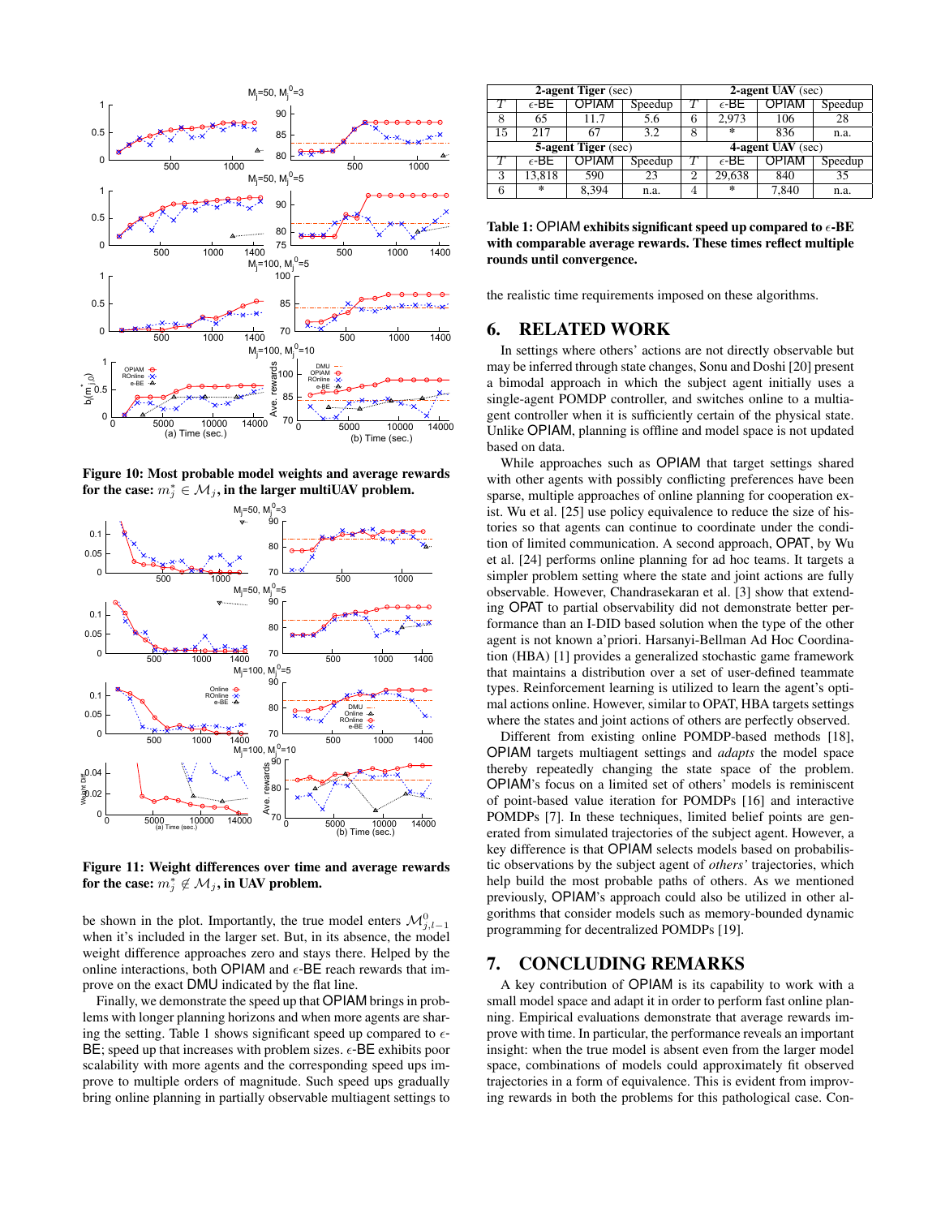Figure 10: Most probable model weights and average rewards for the case: $m_j^* \in \mathcal{M}_j$, in the larger multiUAV problem.

Figure 11: Weight differences over time and average rewards for the case: $m_j^* \notin \mathcal{M}_j$, in UAV problem.

be shown in the plot. Importantly, the true model enters $\mathcal{M}_{j,l-1}^0$ when it's included in the larger set. But, in its absence, the model weight difference approaches zero and stays there. Helped by the online interactions, both OPIAM and $\epsilon$-BE reach rewards that improve on the exact DMU indicated by the flat line.

Finally, we demonstrate the speed up that OPIAM brings in problems with longer planning horizons and when more agents are sharing the setting. Table 1 shows significant speed up compared to $\epsilon$-BE; speed up that increases with problem sizes. $\epsilon$-BE exhibits poor scalability with more agents and the corresponding speed ups improve to multiple orders of magnitude. Such speed ups gradually bring online planning in partially observable multiagent settings to the realistic time requirements imposed on these algorithms.

| 2-agent Tiger (sec) | | | | 2-agent UAV (sec) | | | |
|---|---|---|---|---|---|---|---|
| $T$ | $\epsilon$-BE | OPIAM | Speedup | $T$ | $\epsilon$-BE | OPIAM | Speedup |
| 8 | 65 | 11.7 | 5.6 | 6 | 2,973 | 106 | 28 |
| 15 | 217 | 67 | 3.2 | 8 | * | 836 | n.a. |
| **5-agent Tiger (sec)** | | | | **4-agent UAV (sec)** | | | |
| $T$ | $\epsilon$-BE | OPIAM | Speedup | $T$ | $\epsilon$-BE | OPIAM | Speedup |
| 3 | 13,818 | 590 | 23 | 2 | 29,638 | 840 | 35 |
| 6 | * | 8,394 | n.a. | 4 | * | 7,840 | n.a. |

**Table 1: OPIAM exhibits significant speed up compared to $\epsilon$-BE with comparable average rewards. These times reflect multiple rounds until convergence.**

## 6. RELATED WORK

In settings where others' actions are not directly observable but may be inferred through state changes, Sonu and Doshi [20] present a bimodal approach in which the subject agent initially uses a single-agent POMDP controller, and switches online to a multiagent controller when it is sufficiently certain of the physical state. Unlike OPIAM, planning is offline and model space is not updated based on data.

While approaches such as OPIAM that target settings shared with other agents with possibly conflicting preferences have been sparse, multiple approaches of online planning for cooperation exist. Wu et al. [25] use policy equivalence to reduce the size of histories so that agents can continue to coordinate under the condition of limited communication. A second approach, OPAT, by Wu et al. [24] performs online planning for ad hoc teams. It targets a simpler problem setting where the state and joint actions are fully observable. However, Chandrasekaran et al. [3] show that extending OPAT to partial observability did not demonstrate better performance than an I-DID based solution when the type of the other agent is not known a'priori. Harsanyi-Bellman Ad Hoc Coordination (HBA) [1] provides a generalized stochastic game framework that maintains a distribution over a set of user-defined teammate types. Reinforcement learning is utilized to learn the agent's optimal actions online. However, similar to OPAT, HBA targets settings where the states and joint actions of others are perfectly observed.

Different from existing online POMDP-based methods [18], OPIAM targets multiagent settings and *adapts* the model space thereby repeatedly changing the state space of the problem. OPIAM's focus on a limited set of others' models is reminiscent of point-based value iteration for POMDPs [16] and interactive POMDPs [7]. In these techniques, limited belief points are generated from simulated trajectories of the subject agent. However, a key difference is that OPIAM selects models based on probabilistic observations by the subject agent of *others'* trajectories, which help build the most probable paths of others. As we mentioned previously, OPIAM's approach could also be utilized in other algorithms that consider models such as memory-bounded dynamic programming for decentralized POMDPs [19].

## 7. CONCLUDING REMARKS

A key contribution of OPIAM is its capability to work with a small model space and adapt it in order to perform fast online planning. Empirical evaluations demonstrate that average rewards improve with time. In particular, the performance reveals an important insight: when the true model is absent even from the larger model space, combinations of models could approximately fit observed trajectories in a form of equivalence. This is evident from improving rewards in both the problems for this pathological case. Con-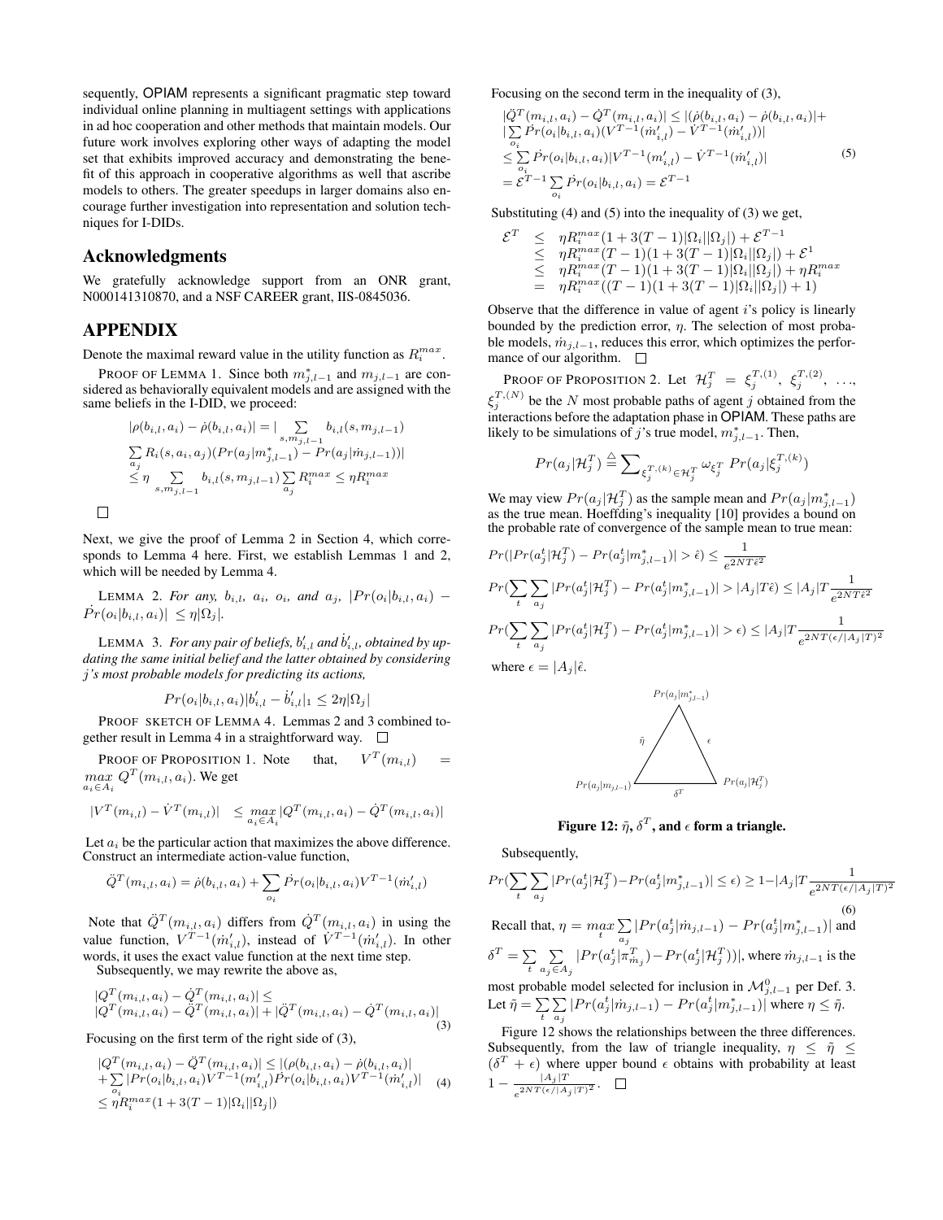sequently, OPIAM represents a significant pragmatic step toward individual online planning in multiagent settings with applications in ad hoc cooperation and other methods that maintain models. Our future work involves exploring other ways of adapting the model set that exhibits improved accuracy and demonstrating the benefit of this approach in cooperative algorithms as well that ascribe models to others. The greater speedups in larger domains also encourage further investigation into representation and solution techniques for I-DIDs.

## Acknowledgments

We gratefully acknowledge support from an ONR grant, N000141310870, and a NSF CAREER grant, IIS-0845036.

## APPENDIX

Denote the maximal reward value in the utility function as $R_i^{max}$.

PROOF OF LEMMA 1. Since both $m^*_{j,l-1}$ and $m_{j,l-1}$ are considered as behaviorally equivalent models and are assigned with the same beliefs in the I-DID, we proceed:

$$
\begin{aligned}
&|\rho(b_{i,l}, a_i) - \dot{\rho}(b_{i,l}, a_i)| = |\sum_{s, m_{j,l-1}} b_{i,l}(s, m_{j,l-1}) \\
&\sum_{a_j} R_i(s, a_i, a_j)(Pr(a_j|m^*_{j,l-1}) - Pr(a_j|\dot{m}_{j,l-1}))| \\
&\leq \eta \sum_{s, m_{j,l-1}} b_{i,l}(s, m_{j,l-1}) \sum_{a_j} R_i^{max} \leq \eta R_i^{max}
\end{aligned}
$$

□

Next, we give the proof of Lemma 2 in Section 4, which corresponds to Lemma 4 here. First, we establish Lemmas 1 and 2, which will be needed by Lemma 4.

LEMMA 2. *For any, $b_{i,l}$, $a_i$, $o_i$, and $a_j$, $|Pr(o_i|b_{i,l}, a_i) - \dot{Pr}(o_i|b_{i,l}, a_i)| \leq \eta|\Omega_j|$.*

LEMMA 3. *For any pair of beliefs, $b'_{i,l}$ and $\dot{b}'_{i,l}$, obtained by updating the same initial belief and the latter obtained by considering j's most probable models for predicting its actions,*

$$Pr(o_i|b_{i,l}, a_i)|b'_{i,l} - \dot{b}'_{i,l}|_1 \leq 2\eta|\Omega_j|$$

PROOF SKETCH OF LEMMA 4. Lemmas 2 and 3 combined together result in Lemma 4 in a straightforward way. □

PROOF OF PROPOSITION 1. Note that, $V^T(m_{i,l}) = \max_{a_i \in A_i} Q^T(m_{i,l}, a_i)$. We get

$$|V^T(m_{i,l}) - \dot{V}^T(m_{i,l})| \leq \max_{a_i \in A_i} |Q^T(m_{i,l}, a_i) - \dot{Q}^T(m_{i,l}, a_i)|$$

Let $a_i$ be the particular action that maximizes the above difference. Construct an intermediate action-value function,

$$\ddot{Q}^T(m_{i,l}, a_i) = \dot{\rho}(b_{i,l}, a_i) + \sum_{o_i} \dot{Pr}(o_i|b_{i,l}, a_i) V^{T-1}(\dot{m}'_{i,l})$$

Note that $\ddot{Q}^T(m_{i,l}, a_i)$ differs from $\dot{Q}^T(m_{i,l}, a_i)$ in using the value function, $V^{T-1}(\dot{m}'_{i,l})$, instead of $\dot{V}^{T-1}(\dot{m}'_{i,l})$. In other words, it uses the exact value function at the next time step.

Subsequently, we may rewrite the above as,

$$
\begin{aligned}
&|Q^T(m_{i,l}, a_i) - \dot{Q}^T(m_{i,l}, a_i)| \leq \\
&|Q^T(m_{i,l}, a_i) - \ddot{Q}^T(m_{i,l}, a_i)| + |\ddot{Q}^T(m_{i,l}, a_i) - \dot{Q}^T(m_{i,l}, a_i)|
\end{aligned}
\tag{3}
$$

Focusing on the first term of the right side of (3),

$$
\begin{aligned}
&|Q^T(m_{i,l}, a_i) - \ddot{Q}^T(m_{i,l}, a_i)| \leq |(\rho(b_{i,l}, a_i) - \dot{\rho}(b_{i,l}, a_i)| \\
&+ \sum_{o_i} |Pr(o_i|b_{i,l}, a_i) V^{T-1}(m'_{i,l}) \dot{Pr}(o_i|b_{i,l}, a_i) V^{T-1}(\dot{m}'_{i,l})| \\
&\leq \eta R_i^{max}(1 + 3(T-1)|\Omega_i||\Omega_j|)
\end{aligned}
\tag{4}
$$

Focusing on the second term in the inequality of (3),

$$
\begin{aligned}
&|\ddot{Q}^T(m_{i,l}, a_i) - \dot{Q}^T(m_{i,l}, a_i)| \leq |(\dot{\rho}(b_{i,l}, a_i) - \dot{\rho}(b_{i,l}, a_i)| + \\
&|\sum_{o_i} \dot{Pr}(o_i|b_{i,l}, a_i)(V^{T-1}(\dot{m}'_{i,l}) - \dot{V}^{T-1}(\dot{m}'_{i,l}))| \\
&\leq \sum_{o_i} \dot{Pr}(o_i|b_{i,l}, a_i)|V^{T-1}(m'_{i,l}) - \dot{V}^{T-1}(\dot{m}'_{i,l})| \\
&= \mathcal{E}^{T-1} \sum_{o_i} \dot{Pr}(o_i|b_{i,l}, a_i) = \mathcal{E}^{T-1}
\end{aligned}
\tag{5}
$$

Substituting (4) and (5) into the inequality of (3) we get,

$$
\begin{aligned}
\mathcal{E}^T &\leq \eta R_i^{max}(1 + 3(T-1)|\Omega_i||\Omega_j|) + \mathcal{E}^{T-1} \\
&\leq \eta R_i^{max}(T-1)(1 + 3(T-1)|\Omega_i||\Omega_j|) + \mathcal{E}^1 \\
&\leq \eta R_i^{max}(T-1)(1 + 3(T-1)|\Omega_i||\Omega_j|) + \eta R_i^{max} \\
&= \eta R_i^{max}((T-1)(1 + 3(T-1)|\Omega_i||\Omega_j|) + 1)
\end{aligned}
$$

Observe that the difference in value of agent $i$'s policy is linearly bounded by the prediction error, $\eta$. The selection of most probable models, $\dot{m}_{j,l-1}$, reduces this error, which optimizes the performance of our algorithm. □

PROOF OF PROPOSITION 2. Let $\mathcal{H}_j^T = \xi_j^{T,(1)}, \xi_j^{T,(2)}, \ldots, \xi_j^{T,(N)}$ be the $N$ most probable paths of agent $j$ obtained from the interactions before the adaptation phase in OPIAM. These paths are likely to be simulations of $j$'s true model, $m^*_{j,l-1}$. Then,

$$Pr(a_j|\mathcal{H}_j^T) \triangleq \sum_{\xi_j^{T,(k)} \in \mathcal{H}_j^T} \omega_{\xi_j^T} \; Pr(a_j|\xi_j^{T,(k)})$$

We may view $Pr(a_j|\mathcal{H}_j^T)$ as the sample mean and $Pr(a_j|m^*_{j,l-1})$ as the true mean. Hoeffding's inequality [10] provides a bound on the probable rate of convergence of the sample mean to true mean:

$$Pr(|Pr(a_j^t|\mathcal{H}_j^T) - Pr(a_j^t|m^*_{j,l-1})| > \hat{\epsilon}) \leq \frac{1}{e^{2NT\hat{\epsilon}^2}}$$

$$Pr(\sum_t \sum_{a_j} |Pr(a_j^t|\mathcal{H}_j^T) - Pr(a_j^t|m^*_{j,l-1})| > |A_j|T\hat{\epsilon}) \leq |A_j|T\frac{1}{e^{2NT\hat{\epsilon}^2}}$$

$$Pr(\sum_t \sum_{a_j} |Pr(a_j^t|\mathcal{H}_j^T) - Pr(a_j^t|m^*_{j,l-1})| > \epsilon) \leq |A_j|T\frac{1}{e^{2NT(\epsilon/|A_j|T)^2}}$$

where $\epsilon = |A_j|\hat{\epsilon}$.

**Figure 12: $\tilde{\eta}$, $\delta^T$, and $\epsilon$ form a triangle.**

Subsequently,

$$Pr(\sum_t \sum_{a_j} |Pr(a_j^t|\mathcal{H}_j^T) - Pr(a_j^t|m^*_{j,l-1})| \leq \epsilon) \geq 1 - |A_j|T\frac{1}{e^{2NT(\epsilon/|A_j|T)^2}} \tag{6}$$

Recall that, $\eta = \max_t \sum_{a_j} |Pr(a_j^t|\dot{m}_{j,l-1}) - Pr(a_j^t|m^*_{j,l-1})|$ and $\delta^T = \sum_t \sum_{a_j \in A_j} |Pr(a_j^t|\pi^T_{\dot{m}_j}) - Pr(a_j^t|\mathcal{H}_j^T))|$, where $\dot{m}_{j,l-1}$ is the most probable model selected for inclusion in $\mathcal{M}^0_{j,l-1}$ per Def. 3. Let $\tilde{\eta} = \sum_t \sum_{a_j} |Pr(a_j^t|\dot{m}_{j,l-1}) - Pr(a_j^t|m^*_{j,l-1})|$ where $\eta \leq \tilde{\eta}$.

Figure 12 shows the relationships between the three differences. Subsequently, from the law of triangle inequality, $\eta \leq \tilde{\eta} \leq (\delta^T + \epsilon)$ where upper bound $\epsilon$ obtains with probability at least $1 - \frac{|A_j|T}{e^{2NT(\epsilon/|A_j|T)^2}}$. □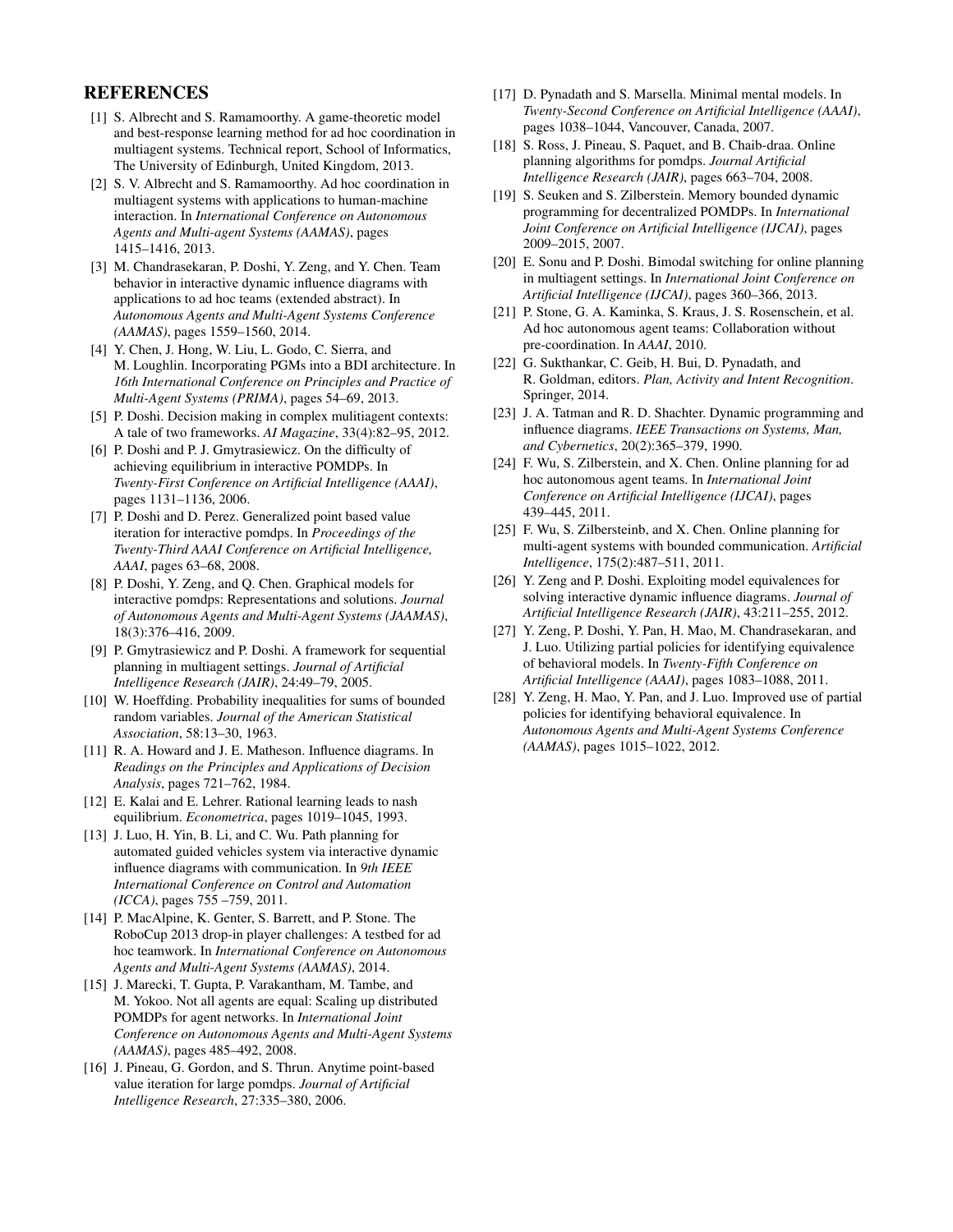## REFERENCES

[1] S. Albrecht and S. Ramamoorthy. A game-theoretic model and best-response learning method for ad hoc coordination in multiagent systems. Technical report, School of Informatics, The University of Edinburgh, United Kingdom, 2013.

[2] S. V. Albrecht and S. Ramamoorthy. Ad hoc coordination in multiagent systems with applications to human-machine interaction. In *International Conference on Autonomous Agents and Multi-agent Systems (AAMAS)*, pages 1415–1416, 2013.

[3] M. Chandrasekaran, P. Doshi, Y. Zeng, and Y. Chen. Team behavior in interactive dynamic influence diagrams with applications to ad hoc teams (extended abstract). In *Autonomous Agents and Multi-Agent Systems Conference (AAMAS)*, pages 1559–1560, 2014.

[4] Y. Chen, J. Hong, W. Liu, L. Godo, C. Sierra, and M. Loughlin. Incorporating PGMs into a BDI architecture. In *16th International Conference on Principles and Practice of Multi-Agent Systems (PRIMA)*, pages 54–69, 2013.

[5] P. Doshi. Decision making in complex mulitiagent contexts: A tale of two frameworks. *AI Magazine*, 33(4):82–95, 2012.

[6] P. Doshi and P. J. Gmytrasiewicz. On the difficulty of achieving equilibrium in interactive POMDPs. In *Twenty-First Conference on Artificial Intelligence (AAAI)*, pages 1131–1136, 2006.

[7] P. Doshi and D. Perez. Generalized point based value iteration for interactive pomdps. In *Proceedings of the Twenty-Third AAAI Conference on Artificial Intelligence, AAAI*, pages 63–68, 2008.

[8] P. Doshi, Y. Zeng, and Q. Chen. Graphical models for interactive pomdps: Representations and solutions. *Journal of Autonomous Agents and Multi-Agent Systems (JAAMAS)*, 18(3):376–416, 2009.

[9] P. Gmytrasiewicz and P. Doshi. A framework for sequential planning in multiagent settings. *Journal of Artificial Intelligence Research (JAIR)*, 24:49–79, 2005.

[10] W. Hoeffding. Probability inequalities for sums of bounded random variables. *Journal of the American Statistical Association*, 58:13–30, 1963.

[11] R. A. Howard and J. E. Matheson. Influence diagrams. In *Readings on the Principles and Applications of Decision Analysis*, pages 721–762, 1984.

[12] E. Kalai and E. Lehrer. Rational learning leads to nash equilibrium. *Econometrica*, pages 1019–1045, 1993.

[13] J. Luo, H. Yin, B. Li, and C. Wu. Path planning for automated guided vehicles system via interactive dynamic influence diagrams with communication. In *9th IEEE International Conference on Control and Automation (ICCA)*, pages 755 –759, 2011.

[14] P. MacAlpine, K. Genter, S. Barrett, and P. Stone. The RoboCup 2013 drop-in player challenges: A testbed for ad hoc teamwork. In *International Conference on Autonomous Agents and Multi-Agent Systems (AAMAS)*, 2014.

[15] J. Marecki, T. Gupta, P. Varakantham, M. Tambe, and M. Yokoo. Not all agents are equal: Scaling up distributed POMDPs for agent networks. In *International Joint Conference on Autonomous Agents and Multi-Agent Systems (AAMAS)*, pages 485–492, 2008.

[16] J. Pineau, G. Gordon, and S. Thrun. Anytime point-based value iteration for large pomdps. *Journal of Artificial Intelligence Research*, 27:335–380, 2006.

[17] D. Pynadath and S. Marsella. Minimal mental models. In *Twenty-Second Conference on Artificial Intelligence (AAAI)*, pages 1038–1044, Vancouver, Canada, 2007.

[18] S. Ross, J. Pineau, S. Paquet, and B. Chaib-draa. Online planning algorithms for pomdps. *Journal Artificial Intelligence Research (JAIR)*, pages 663–704, 2008.

[19] S. Seuken and S. Zilberstein. Memory bounded dynamic programming for decentralized POMDPs. In *International Joint Conference on Artificial Intelligence (IJCAI)*, pages 2009–2015, 2007.

[20] E. Sonu and P. Doshi. Bimodal switching for online planning in multiagent settings. In *International Joint Conference on Artificial Intelligence (IJCAI)*, pages 360–366, 2013.

[21] P. Stone, G. A. Kaminka, S. Kraus, J. S. Rosenschein, et al. Ad hoc autonomous agent teams: Collaboration without pre-coordination. In *AAAI*, 2010.

[22] G. Sukthankar, C. Geib, H. Bui, D. Pynadath, and R. Goldman, editors. *Plan, Activity and Intent Recognition*. Springer, 2014.

[23] J. A. Tatman and R. D. Shachter. Dynamic programming and influence diagrams. *IEEE Transactions on Systems, Man, and Cybernetics*, 20(2):365–379, 1990.

[24] F. Wu, S. Zilberstein, and X. Chen. Online planning for ad hoc autonomous agent teams. In *International Joint Conference on Artificial Intelligence (IJCAI)*, pages 439–445, 2011.

[25] F. Wu, S. Zilbersteinb, and X. Chen. Online planning for multi-agent systems with bounded communication. *Artificial Intelligence*, 175(2):487–511, 2011.

[26] Y. Zeng and P. Doshi. Exploiting model equivalences for solving interactive dynamic influence diagrams. *Journal of Artificial Intelligence Research (JAIR)*, 43:211–255, 2012.

[27] Y. Zeng, P. Doshi, Y. Pan, H. Mao, M. Chandrasekaran, and J. Luo. Utilizing partial policies for identifying equivalence of behavioral models. In *Twenty-Fifth Conference on Artificial Intelligence (AAAI)*, pages 1083–1088, 2011.

[28] Y. Zeng, H. Mao, Y. Pan, and J. Luo. Improved use of partial policies for identifying behavioral equivalence. In *Autonomous Agents and Multi-Agent Systems Conference (AAMAS)*, pages 1015–1022, 2012.